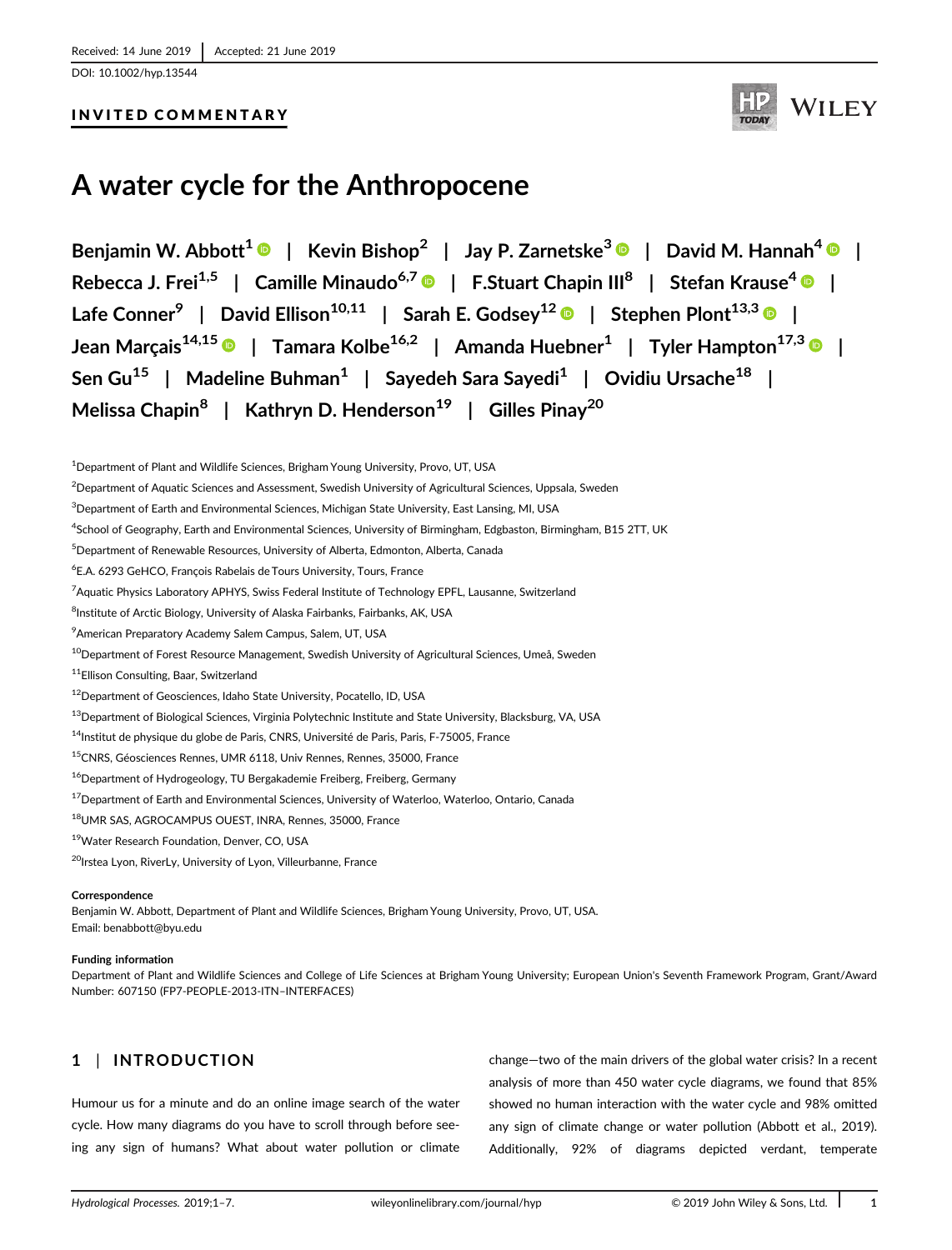Received: 14 June 2019 | Accepted: 21 June 2019

DOI: 10.1002/hyp.13544

**INVITED COMMENTARY**

# A water cycle for the Anthropocene

**Benjamin W. Abbott[1] | Kevin Bishop[2] | Jay P. Zarnetske[3] | David M. Hannah[4] | Rebecca J. Frei[1,5] | Camille Minaudo[6,7] | F.Stuart Chapin III[8] | Stefan Krause[4] | Lafe Conner[9] | David Ellison[10,11] | Sarah E. Godsey[12] | Stephen Plont[13,3] | Jean Marçais[14,15] | Tamara Kolbe[16,2] | Amanda Huebner[1] | Tyler Hampton[17,3] | Sen Gu[15] | Madeline Buhman[1] | Sayedeh Sara Sayedi[1] | Ovidiu Ursache[18] | Melissa Chapin[8] | Kathryn D. Henderson[19] | Gilles Pinay[20]**

[1]Department of Plant and Wildlife Sciences, Brigham Young University, Provo, UT, USA

[2]Department of Aquatic Sciences and Assessment, Swedish University of Agricultural Sciences, Uppsala, Sweden

[3]Department of Earth and Environmental Sciences, Michigan State University, East Lansing, MI, USA

[4]School of Geography, Earth and Environmental Sciences, University of Birmingham, Edgbaston, Birmingham, B15 2TT, UK

[5]Department of Renewable Resources, University of Alberta, Edmonton, Alberta, Canada

[6]E.A. 6293 GeHCO, François Rabelais de Tours University, Tours, France

[7]Aquatic Physics Laboratory APHYS, Swiss Federal Institute of Technology EPFL, Lausanne, Switzerland

[8]Institute of Arctic Biology, University of Alaska Fairbanks, Fairbanks, AK, USA

[9]American Preparatory Academy Salem Campus, Salem, UT, USA

[10]Department of Forest Resource Management, Swedish University of Agricultural Sciences, Umeå, Sweden

[11]Ellison Consulting, Baar, Switzerland

[12]Department of Geosciences, Idaho State University, Pocatello, ID, USA

[13]Department of Biological Sciences, Virginia Polytechnic Institute and State University, Blacksburg, VA, USA

[14]Institut de physique du globe de Paris, CNRS, Université de Paris, Paris, F-75005, France

[15]CNRS, Géosciences Rennes, UMR 6118, Univ Rennes, Rennes, 35000, France

[16]Department of Hydrogeology, TU Bergakademie Freiberg, Freiberg, Germany

[17]Department of Earth and Environmental Sciences, University of Waterloo, Waterloo, Ontario, Canada

[18]UMR SAS, AGROCAMPUS OUEST, INRA, Rennes, 35000, France

[19]Water Research Foundation, Denver, CO, USA

[20]Irstea Lyon, RiverLy, University of Lyon, Villeurbanne, France

**Correspondence**
Benjamin W. Abbott, Department of Plant and Wildlife Sciences, Brigham Young University, Provo, UT, USA.
Email: benabbott@byu.edu

**Funding information**
Department of Plant and Wildlife Sciences and College of Life Sciences at Brigham Young University; European Union's Seventh Framework Program, Grant/Award Number: 607150 (FP7-PEOPLE-2013-ITN–INTERFACES)

## 1 | INTRODUCTION

Humour us for a minute and do an online image search of the water cycle. How many diagrams do you have to scroll through before seeing any sign of humans? What about water pollution or climate change—two of the main drivers of the global water crisis? In a recent analysis of more than 450 water cycle diagrams, we found that 85% showed no human interaction with the water cycle and 98% omitted any sign of climate change or water pollution (Abbott et al., 2019). Additionally, 92% of diagrams depicted verdant, temperate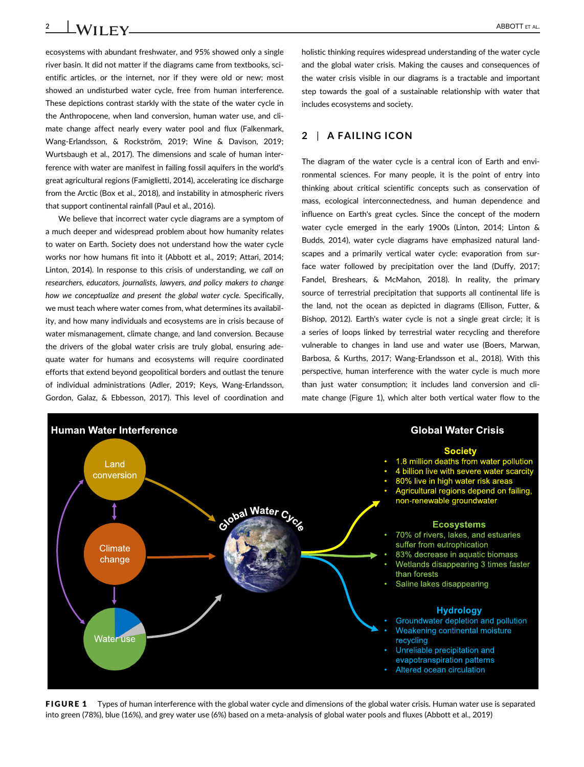ecosystems with abundant freshwater, and 95% showed only a single river basin. It did not matter if the diagrams came from textbooks, scientific articles, or the internet, nor if they were old or new; most showed an undisturbed water cycle, free from human interference. These depictions contrast starkly with the state of the water cycle in the Anthropocene, when land conversion, human water use, and climate change affect nearly every water pool and flux (Falkenmark, Wang-Erlandsson, & Rockström, 2019; Wine & Davison, 2019; Wurtsbaugh et al., 2017). The dimensions and scale of human interference with water are manifest in failing fossil aquifers in the world's great agricultural regions (Famiglietti, 2014), accelerating ice discharge from the Arctic (Box et al., 2018), and instability in atmospheric rivers that support continental rainfall (Paul et al., 2016).

We believe that incorrect water cycle diagrams are a symptom of a much deeper and widespread problem about how humanity relates to water on Earth. Society does not understand how the water cycle works nor how humans fit into it (Abbott et al., 2019; Attari, 2014; Linton, 2014). In response to this crisis of understanding, *we call on researchers, educators, journalists, lawyers, and policy makers to change how we conceptualize and present the global water cycle.* Specifically, we must teach where water comes from, what determines its availability, and how many individuals and ecosystems are in crisis because of water mismanagement, climate change, and land conversion. Because the drivers of the global water crisis are truly global, ensuring adequate water for humans and ecosystems will require coordinated efforts that extend beyond geopolitical borders and outlast the tenure of individual administrations (Adler, 2019; Keys, Wang-Erlandsson, Gordon, Galaz, & Ebbesson, 2017). This level of coordination and holistic thinking requires widespread understanding of the water cycle and the global water crisis. Making the causes and consequences of the water crisis visible in our diagrams is a tractable and important step towards the goal of a sustainable relationship with water that includes ecosystems and society.

## 2 | A FAILING ICON

The diagram of the water cycle is a central icon of Earth and environmental sciences. For many people, it is the point of entry into thinking about critical scientific concepts such as conservation of mass, ecological interconnectedness, and human dependence and influence on Earth's great cycles. Since the concept of the modern water cycle emerged in the early 1900s (Linton, 2014; Linton & Budds, 2014), water cycle diagrams have emphasized natural landscapes and a primarily vertical water cycle: evaporation from surface water followed by precipitation over the land (Duffy, 2017; Fandel, Breshears, & McMahon, 2018). In reality, the primary source of terrestrial precipitation that supports all continental life is the land, not the ocean as depicted in diagrams (Ellison, Futter, & Bishop, 2012). Earth's water cycle is not a single great circle; it is a series of loops linked by terrestrial water recycling and therefore vulnerable to changes in land use and water use (Boers, Marwan, Barbosa, & Kurths, 2017; Wang-Erlandsson et al., 2018). With this perspective, human interference with the water cycle is much more than just water consumption; it includes land conversion and climate change (Figure 1), which alter both vertical water flow to the

**FIGURE 1** Types of human interference with the global water cycle and dimensions of the global water crisis. Human water use is separated into green (78%), blue (16%), and grey water use (6%) based on a meta-analysis of global water pools and fluxes (Abbott et al., 2019)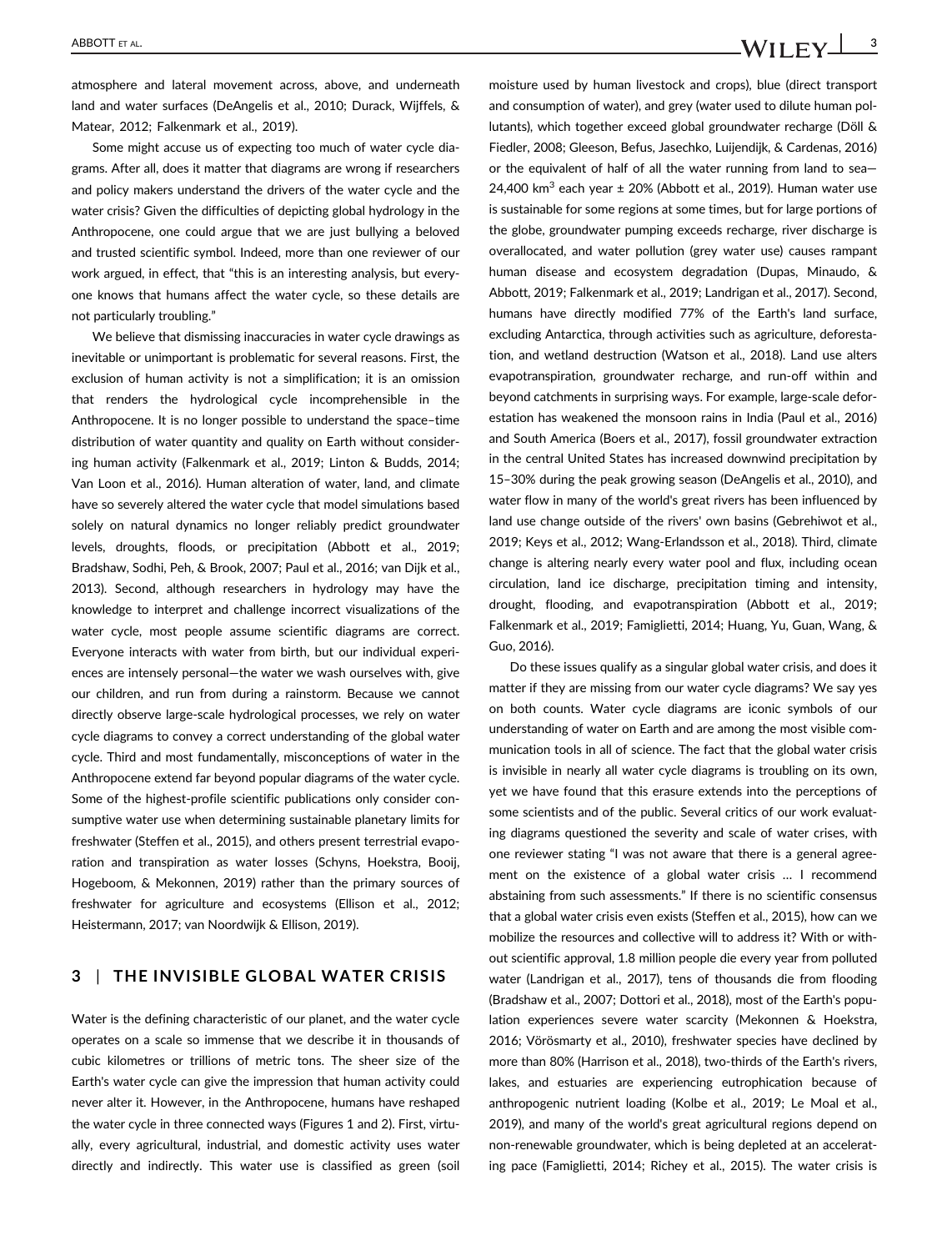atmosphere and lateral movement across, above, and underneath land and water surfaces (DeAngelis et al., 2010; Durack, Wijffels, & Matear, 2012; Falkenmark et al., 2019).

Some might accuse us of expecting too much of water cycle diagrams. After all, does it matter that diagrams are wrong if researchers and policy makers understand the drivers of the water cycle and the water crisis? Given the difficulties of depicting global hydrology in the Anthropocene, one could argue that we are just bullying a beloved and trusted scientific symbol. Indeed, more than one reviewer of our work argued, in effect, that "this is an interesting analysis, but everyone knows that humans affect the water cycle, so these details are not particularly troubling."

We believe that dismissing inaccuracies in water cycle drawings as inevitable or unimportant is problematic for several reasons. First, the exclusion of human activity is not a simplification; it is an omission that renders the hydrological cycle incomprehensible in the Anthropocene. It is no longer possible to understand the space–time distribution of water quantity and quality on Earth without considering human activity (Falkenmark et al., 2019; Linton & Budds, 2014; Van Loon et al., 2016). Human alteration of water, land, and climate have so severely altered the water cycle that model simulations based solely on natural dynamics no longer reliably predict groundwater levels, droughts, floods, or precipitation (Abbott et al., 2019; Bradshaw, Sodhi, Peh, & Brook, 2007; Paul et al., 2016; van Dijk et al., 2013). Second, although researchers in hydrology may have the knowledge to interpret and challenge incorrect visualizations of the water cycle, most people assume scientific diagrams are correct. Everyone interacts with water from birth, but our individual experiences are intensely personal—the water we wash ourselves with, give our children, and run from during a rainstorm. Because we cannot directly observe large-scale hydrological processes, we rely on water cycle diagrams to convey a correct understanding of the global water cycle. Third and most fundamentally, misconceptions of water in the Anthropocene extend far beyond popular diagrams of the water cycle. Some of the highest-profile scientific publications only consider consumptive water use when determining sustainable planetary limits for freshwater (Steffen et al., 2015), and others present terrestrial evaporation and transpiration as water losses (Schyns, Hoekstra, Booij, Hogeboom, & Mekonnen, 2019) rather than the primary sources of freshwater for agriculture and ecosystems (Ellison et al., 2012; Heistermann, 2017; van Noordwijk & Ellison, 2019).

## 3 | THE INVISIBLE GLOBAL WATER CRISIS

Water is the defining characteristic of our planet, and the water cycle operates on a scale so immense that we describe it in thousands of cubic kilometres or trillions of metric tons. The sheer size of the Earth's water cycle can give the impression that human activity could never alter it. However, in the Anthropocene, humans have reshaped the water cycle in three connected ways (Figures 1 and 2). First, virtually, every agricultural, industrial, and domestic activity uses water directly and indirectly. This water use is classified as green (soil moisture used by human livestock and crops), blue (direct transport and consumption of water), and grey (water used to dilute human pollutants), which together exceed global groundwater recharge (Döll & Fiedler, 2008; Gleeson, Befus, Jasechko, Luijendijk, & Cardenas, 2016) or the equivalent of half of all the water running from land to sea—24,400 km$^3$ each year ± 20% (Abbott et al., 2019). Human water use is sustainable for some regions at some times, but for large portions of the globe, groundwater pumping exceeds recharge, river discharge is overallocated, and water pollution (grey water use) causes rampant human disease and ecosystem degradation (Dupas, Minaudo, & Abbott, 2019; Falkenmark et al., 2019; Landrigan et al., 2017). Second, humans have directly modified 77% of the Earth's land surface, excluding Antarctica, through activities such as agriculture, deforestation, and wetland destruction (Watson et al., 2018). Land use alters evapotranspiration, groundwater recharge, and run-off within and beyond catchments in surprising ways. For example, large-scale deforestation has weakened the monsoon rains in India (Paul et al., 2016) and South America (Boers et al., 2017), fossil groundwater extraction in the central United States has increased downwind precipitation by 15–30% during the peak growing season (DeAngelis et al., 2010), and water flow in many of the world's great rivers has been influenced by land use change outside of the rivers' own basins (Gebrehiwot et al., 2019; Keys et al., 2012; Wang-Erlandsson et al., 2018). Third, climate change is altering nearly every water pool and flux, including ocean circulation, land ice discharge, precipitation timing and intensity, drought, flooding, and evapotranspiration (Abbott et al., 2019; Falkenmark et al., 2019; Famiglietti, 2014; Huang, Yu, Guan, Wang, & Guo, 2016).

Do these issues qualify as a singular global water crisis, and does it matter if they are missing from our water cycle diagrams? We say yes on both counts. Water cycle diagrams are iconic symbols of our understanding of water on Earth and are among the most visible communication tools in all of science. The fact that the global water crisis is invisible in nearly all water cycle diagrams is troubling on its own, yet we have found that this erasure extends into the perceptions of some scientists and of the public. Several critics of our work evaluating diagrams questioned the severity and scale of water crises, with one reviewer stating "I was not aware that there is a general agreement on the existence of a global water crisis … I recommend abstaining from such assessments." If there is no scientific consensus that a global water crisis even exists (Steffen et al., 2015), how can we mobilize the resources and collective will to address it? With or without scientific approval, 1.8 million people die every year from polluted water (Landrigan et al., 2017), tens of thousands die from flooding (Bradshaw et al., 2007; Dottori et al., 2018), most of the Earth's population experiences severe water scarcity (Mekonnen & Hoekstra, 2016; Vörösmarty et al., 2010), freshwater species have declined by more than 80% (Harrison et al., 2018), two-thirds of the Earth's rivers, lakes, and estuaries are experiencing eutrophication because of anthropogenic nutrient loading (Kolbe et al., 2019; Le Moal et al., 2019), and many of the world's great agricultural regions depend on non-renewable groundwater, which is being depleted at an accelerating pace (Famiglietti, 2014; Richey et al., 2015). The water crisis is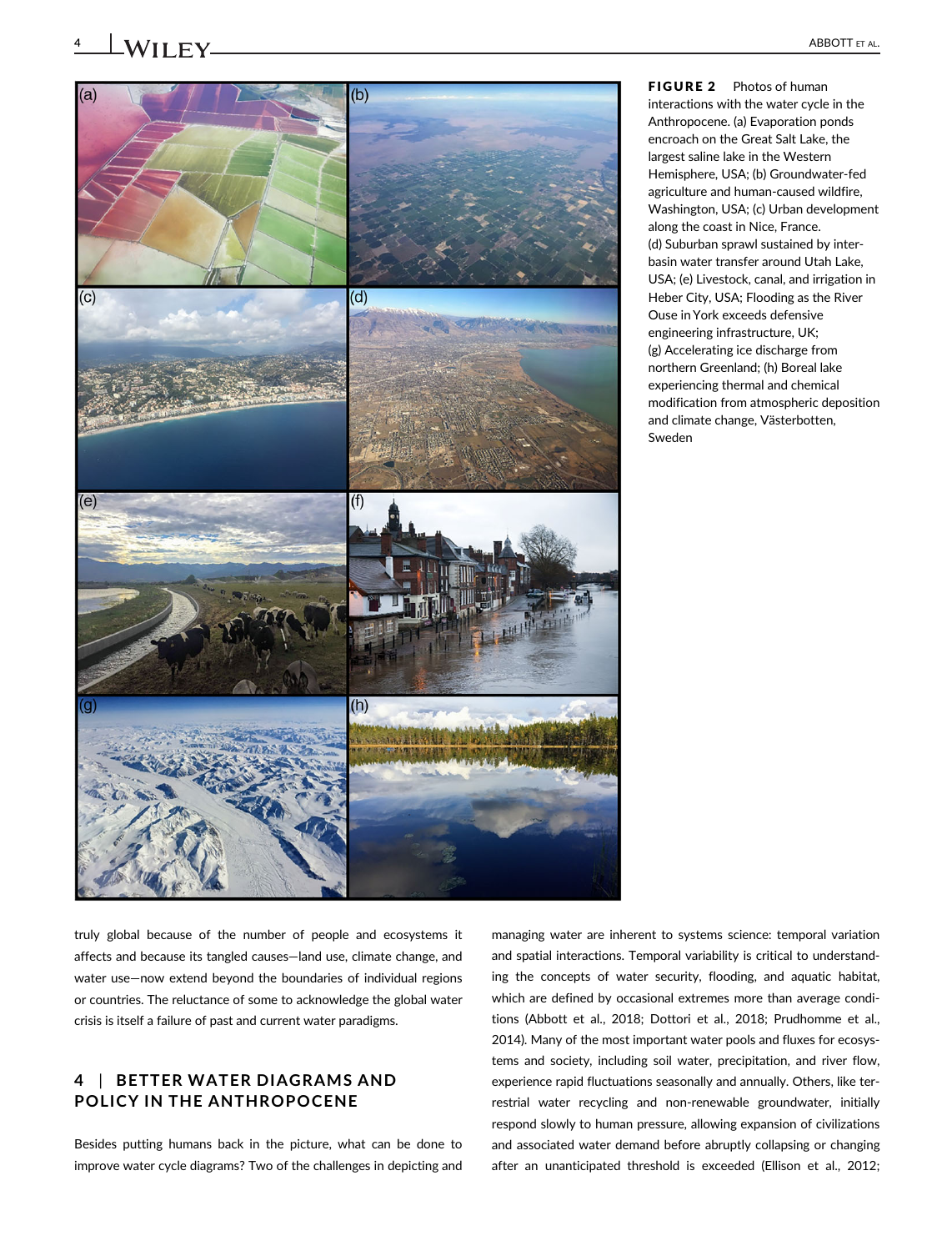**FIGURE 2** Photos of human interactions with the water cycle in the Anthropocene. (a) Evaporation ponds encroach on the Great Salt Lake, the largest saline lake in the Western Hemisphere, USA; (b) Groundwater-fed agriculture and human-caused wildfire, Washington, USA; (c) Urban development along the coast in Nice, France. (d) Suburban sprawl sustained by inter-basin water transfer around Utah Lake, USA; (e) Livestock, canal, and irrigation in Heber City, USA; Flooding as the River Ouse in York exceeds defensive engineering infrastructure, UK; (g) Accelerating ice discharge from northern Greenland; (h) Boreal lake experiencing thermal and chemical modification from atmospheric deposition and climate change, Västerbotten, Sweden

truly global because of the number of people and ecosystems it affects and because its tangled causes—land use, climate change, and water use—now extend beyond the boundaries of individual regions or countries. The reluctance of some to acknowledge the global water crisis is itself a failure of past and current water paradigms.

## 4 | BETTER WATER DIAGRAMS AND POLICY IN THE ANTHROPOCENE

Besides putting humans back in the picture, what can be done to improve water cycle diagrams? Two of the challenges in depicting and managing water are inherent to systems science: temporal variation and spatial interactions. Temporal variability is critical to understanding the concepts of water security, flooding, and aquatic habitat, which are defined by occasional extremes more than average conditions (Abbott et al., 2018; Dottori et al., 2018; Prudhomme et al., 2014). Many of the most important water pools and fluxes for ecosystems and society, including soil water, precipitation, and river flow, experience rapid fluctuations seasonally and annually. Others, like terrestrial water recycling and non-renewable groundwater, initially respond slowly to human pressure, allowing expansion of civilizations and associated water demand before abruptly collapsing or changing after an unanticipated threshold is exceeded (Ellison et al., 2012;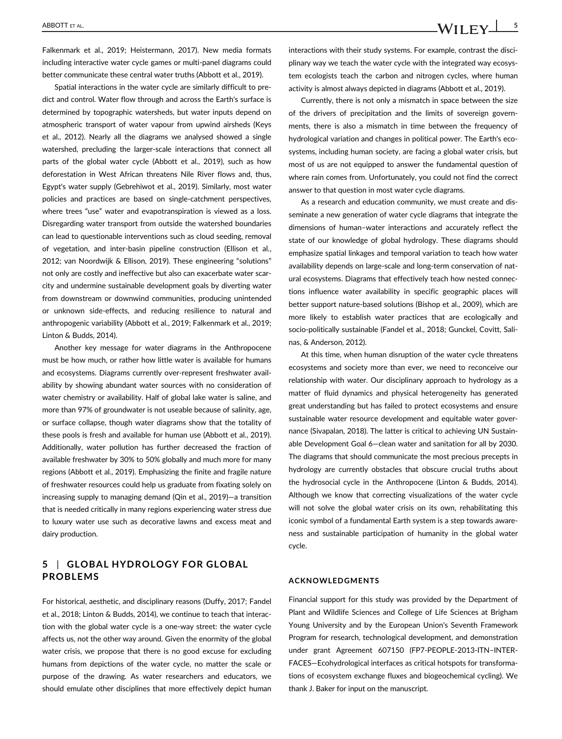Falkenmark et al., 2019; Heistermann, 2017). New media formats including interactive water cycle games or multi-panel diagrams could better communicate these central water truths (Abbott et al., 2019).

Spatial interactions in the water cycle are similarly difficult to predict and control. Water flow through and across the Earth's surface is determined by topographic watersheds, but water inputs depend on atmospheric transport of water vapour from upwind airsheds (Keys et al., 2012). Nearly all the diagrams we analysed showed a single watershed, precluding the larger-scale interactions that connect all parts of the global water cycle (Abbott et al., 2019), such as how deforestation in West African threatens Nile River flows and, thus, Egypt's water supply (Gebrehiwot et al., 2019). Similarly, most water policies and practices are based on single-catchment perspectives, where trees "use" water and evapotranspiration is viewed as a loss. Disregarding water transport from outside the watershed boundaries can lead to questionable interventions such as cloud seeding, removal of vegetation, and inter-basin pipeline construction (Ellison et al., 2012; van Noordwijk & Ellison, 2019). These engineering "solutions" not only are costly and ineffective but also can exacerbate water scarcity and undermine sustainable development goals by diverting water from downstream or downwind communities, producing unintended or unknown side-effects, and reducing resilience to natural and anthropogenic variability (Abbott et al., 2019; Falkenmark et al., 2019; Linton & Budds, 2014).

Another key message for water diagrams in the Anthropocene must be how much, or rather how little water is available for humans and ecosystems. Diagrams currently over-represent freshwater availability by showing abundant water sources with no consideration of water chemistry or availability. Half of global lake water is saline, and more than 97% of groundwater is not useable because of salinity, age, or surface collapse, though water diagrams show that the totality of these pools is fresh and available for human use (Abbott et al., 2019). Additionally, water pollution has further decreased the fraction of available freshwater by 30% to 50% globally and much more for many regions (Abbott et al., 2019). Emphasizing the finite and fragile nature of freshwater resources could help us graduate from fixating solely on increasing supply to managing demand (Qin et al., 2019)—a transition that is needed critically in many regions experiencing water stress due to luxury water use such as decorative lawns and excess meat and dairy production.

## 5 | GLOBAL HYDROLOGY FOR GLOBAL PROBLEMS

For historical, aesthetic, and disciplinary reasons (Duffy, 2017; Fandel et al., 2018; Linton & Budds, 2014), we continue to teach that interaction with the global water cycle is a one-way street: the water cycle affects us, not the other way around. Given the enormity of the global water crisis, we propose that there is no good excuse for excluding humans from depictions of the water cycle, no matter the scale or purpose of the drawing. As water researchers and educators, we should emulate other disciplines that more effectively depict human interactions with their study systems. For example, contrast the disciplinary way we teach the water cycle with the integrated way ecosystem ecologists teach the carbon and nitrogen cycles, where human activity is almost always depicted in diagrams (Abbott et al., 2019).

Currently, there is not only a mismatch in space between the size of the drivers of precipitation and the limits of sovereign governments, there is also a mismatch in time between the frequency of hydrological variation and changes in political power. The Earth's ecosystems, including human society, are facing a global water crisis, but most of us are not equipped to answer the fundamental question of where rain comes from. Unfortunately, you could not find the correct answer to that question in most water cycle diagrams.

As a research and education community, we must create and disseminate a new generation of water cycle diagrams that integrate the dimensions of human–water interactions and accurately reflect the state of our knowledge of global hydrology. These diagrams should emphasize spatial linkages and temporal variation to teach how water availability depends on large-scale and long-term conservation of natural ecosystems. Diagrams that effectively teach how nested connections influence water availability in specific geographic places will better support nature-based solutions (Bishop et al., 2009), which are more likely to establish water practices that are ecologically and socio-politically sustainable (Fandel et al., 2018; Gunckel, Covitt, Salinas, & Anderson, 2012).

At this time, when human disruption of the water cycle threatens ecosystems and society more than ever, we need to reconceive our relationship with water. Our disciplinary approach to hydrology as a matter of fluid dynamics and physical heterogeneity has generated great understanding but has failed to protect ecosystems and ensure sustainable water resource development and equitable water governance (Sivapalan, 2018). The latter is critical to achieving UN Sustainable Development Goal 6—clean water and sanitation for all by 2030. The diagrams that should communicate the most precious precepts in hydrology are currently obstacles that obscure crucial truths about the hydrosocial cycle in the Anthropocene (Linton & Budds, 2014). Although we know that correcting visualizations of the water cycle will not solve the global water crisis on its own, rehabilitating this iconic symbol of a fundamental Earth system is a step towards awareness and sustainable participation of humanity in the global water cycle.

### ACKNOWLEDGMENTS

Financial support for this study was provided by the Department of Plant and Wildlife Sciences and College of Life Sciences at Brigham Young University and by the European Union's Seventh Framework Program for research, technological development, and demonstration under grant Agreement 607150 (FP7-PEOPLE-2013-ITN–INTERFACES—Ecohydrological interfaces as critical hotspots for transformations of ecosystem exchange fluxes and biogeochemical cycling). We thank J. Baker for input on the manuscript.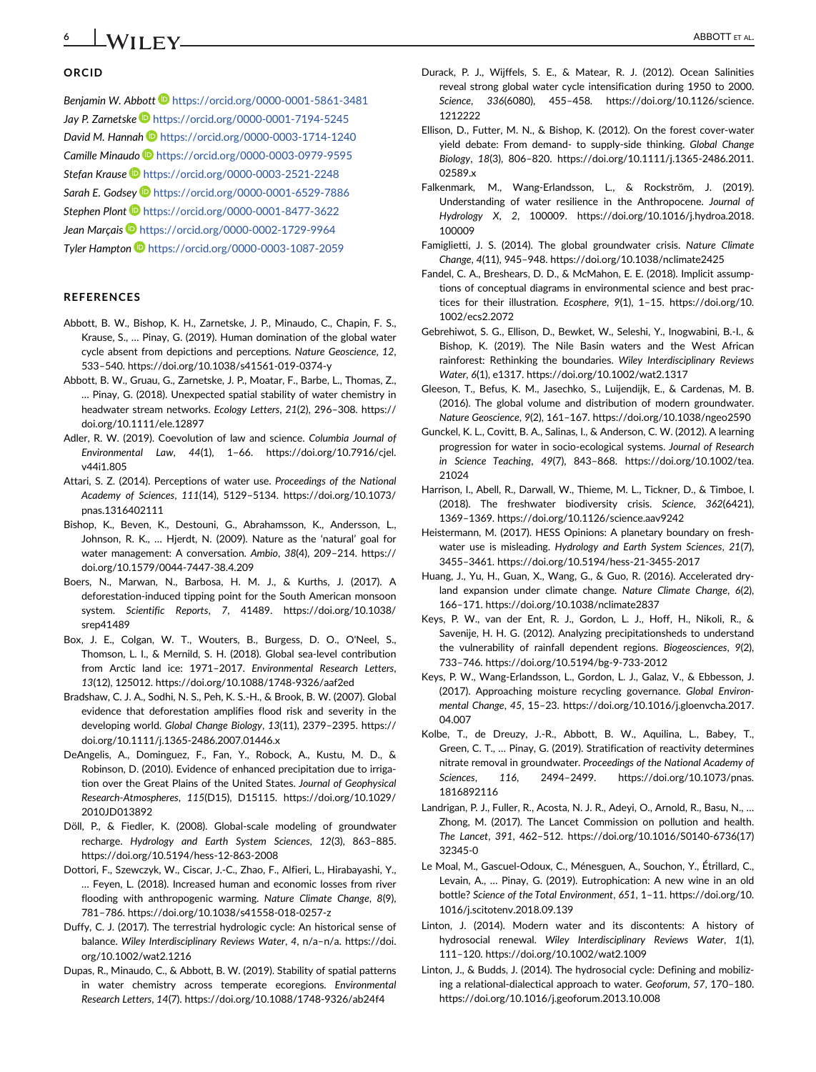## ORCID

*Benjamin W. Abbott* https://orcid.org/0000-0001-5861-3481
*Jay P. Zarnetske* https://orcid.org/0000-0001-7194-5245
*David M. Hannah* https://orcid.org/0000-0003-1714-1240
*Camille Minaudo* https://orcid.org/0000-0003-0979-9595
*Stefan Krause* https://orcid.org/0000-0003-2521-2248
*Sarah E. Godsey* https://orcid.org/0000-0001-6529-7886
*Stephen Plont* https://orcid.org/0000-0001-8477-3622
*Jean Marçais* https://orcid.org/0000-0002-1729-9964
*Tyler Hampton* https://orcid.org/0000-0003-1087-2059

## REFERENCES

Abbott, B. W., Bishop, K. H., Zarnetske, J. P., Minaudo, C., Chapin, F. S., Krause, S., … Pinay, G. (2019). Human domination of the global water cycle absent from depictions and perceptions. *Nature Geoscience*, *12*, 533–540. https://doi.org/10.1038/s41561-019-0374-y

Abbott, B. W., Gruau, G., Zarnetske, J. P., Moatar, F., Barbe, L., Thomas, Z., … Pinay, G. (2018). Unexpected spatial stability of water chemistry in headwater stream networks. *Ecology Letters*, *21*(2), 296–308. https://doi.org/10.1111/ele.12897

Adler, R. W. (2019). Coevolution of law and science. *Columbia Journal of Environmental Law*, *44*(1), 1–66. https://doi.org/10.7916/cjel.v44i1.805

Attari, S. Z. (2014). Perceptions of water use. *Proceedings of the National Academy of Sciences*, *111*(14), 5129–5134. https://doi.org/10.1073/pnas.1316402111

Bishop, K., Beven, K., Destouni, G., Abrahamsson, K., Andersson, L., Johnson, R. K., … Hjerdt, N. (2009). Nature as the 'natural' goal for water management: A conversation. *Ambio*, *38*(4), 209–214. https://doi.org/10.1579/0044-7447-38.4.209

Boers, N., Marwan, N., Barbosa, H. M. J., & Kurths, J. (2017). A deforestation-induced tipping point for the South American monsoon system. *Scientific Reports*, *7*, 41489. https://doi.org/10.1038/srep41489

Box, J. E., Colgan, W. T., Wouters, B., Burgess, D. O., O'Neel, S., Thomson, L. I., & Mernild, S. H. (2018). Global sea-level contribution from Arctic land ice: 1971–2017. *Environmental Research Letters*, *13*(12), 125012. https://doi.org/10.1088/1748-9326/aaf2ed

Bradshaw, C. J. A., Sodhi, N. S., Peh, K. S.-H., & Brook, B. W. (2007). Global evidence that deforestation amplifies flood risk and severity in the developing world. *Global Change Biology*, *13*(11), 2379–2395. https://doi.org/10.1111/j.1365-2486.2007.01446.x

DeAngelis, A., Dominguez, F., Fan, Y., Robock, A., Kustu, M. D., & Robinson, D. (2010). Evidence of enhanced precipitation due to irrigation over the Great Plains of the United States. *Journal of Geophysical Research-Atmospheres*, *115*(D15), D15115. https://doi.org/10.1029/2010JD013892

Döll, P., & Fiedler, K. (2008). Global-scale modeling of groundwater recharge. *Hydrology and Earth System Sciences*, *12*(3), 863–885. https://doi.org/10.5194/hess-12-863-2008

Dottori, F., Szewczyk, W., Ciscar, J.-C., Zhao, F., Alfieri, L., Hirabayashi, Y., … Feyen, L. (2018). Increased human and economic losses from river flooding with anthropogenic warming. *Nature Climate Change*, *8*(9), 781–786. https://doi.org/10.1038/s41558-018-0257-z

Duffy, C. J. (2017). The terrestrial hydrologic cycle: An historical sense of balance. *Wiley Interdisciplinary Reviews Water*, *4*, n/a–n/a. https://doi.org/10.1002/wat2.1216

Dupas, R., Minaudo, C., & Abbott, B. W. (2019). Stability of spatial patterns in water chemistry across temperate ecoregions. *Environmental Research Letters*, *14*(7). https://doi.org/10.1088/1748-9326/ab24f4

Durack, P. J., Wijffels, S. E., & Matear, R. J. (2012). Ocean Salinities reveal strong global water cycle intensification during 1950 to 2000. *Science*, *336*(6080), 455–458. https://doi.org/10.1126/science.1212222

Ellison, D., Futter, M. N., & Bishop, K. (2012). On the forest cover-water yield debate: From demand- to supply-side thinking. *Global Change Biology*, *18*(3), 806–820. https://doi.org/10.1111/j.1365-2486.2011.02589.x

Falkenmark, M., Wang-Erlandsson, L., & Rockström, J. (2019). Understanding of water resilience in the Anthropocene. *Journal of Hydrology X*, *2*, 100009. https://doi.org/10.1016/j.hydroa.2018.100009

Famiglietti, J. S. (2014). The global groundwater crisis. *Nature Climate Change*, *4*(11), 945–948. https://doi.org/10.1038/nclimate2425

Fandel, C. A., Breshears, D. D., & McMahon, E. E. (2018). Implicit assumptions of conceptual diagrams in environmental science and best practices for their illustration. *Ecosphere*, *9*(1), 1–15. https://doi.org/10.1002/ecs2.2072

Gebrehiwot, S. G., Ellison, D., Bewket, W., Seleshi, Y., Inogwabini, B.-I., & Bishop, K. (2019). The Nile Basin waters and the West African rainforest: Rethinking the boundaries. *Wiley Interdisciplinary Reviews Water*, *6*(1), e1317. https://doi.org/10.1002/wat2.1317

Gleeson, T., Befus, K. M., Jasechko, S., Luijendijk, E., & Cardenas, M. B. (2016). The global volume and distribution of modern groundwater. *Nature Geoscience*, *9*(2), 161–167. https://doi.org/10.1038/ngeo2590

Gunckel, K. L., Covitt, B. A., Salinas, I., & Anderson, C. W. (2012). A learning progression for water in socio-ecological systems. *Journal of Research in Science Teaching*, *49*(7), 843–868. https://doi.org/10.1002/tea.21024

Harrison, I., Abell, R., Darwall, W., Thieme, M. L., Tickner, D., & Timboe, I. (2018). The freshwater biodiversity crisis. *Science*, *362*(6421), 1369–1369. https://doi.org/10.1126/science.aav9242

Heistermann, M. (2017). HESS Opinions: A planetary boundary on freshwater use is misleading. *Hydrology and Earth System Sciences*, *21*(7), 3455–3461. https://doi.org/10.5194/hess-21-3455-2017

Huang, J., Yu, H., Guan, X., Wang, G., & Guo, R. (2016). Accelerated dryland expansion under climate change. *Nature Climate Change*, *6*(2), 166–171. https://doi.org/10.1038/nclimate2837

Keys, P. W., van der Ent, R. J., Gordon, L. J., Hoff, H., Nikoli, R., & Savenije, H. H. G. (2012). Analyzing precipitationsheds to understand the vulnerability of rainfall dependent regions. *Biogeosciences*, *9*(2), 733–746. https://doi.org/10.5194/bg-9-733-2012

Keys, P. W., Wang-Erlandsson, L., Gordon, L. J., Galaz, V., & Ebbesson, J. (2017). Approaching moisture recycling governance. *Global Environmental Change*, *45*, 15–23. https://doi.org/10.1016/j.gloenvcha.2017.04.007

Kolbe, T., de Dreuzy, J.-R., Abbott, B. W., Aquilina, L., Babey, T., Green, C. T., … Pinay, G. (2019). Stratification of reactivity determines nitrate removal in groundwater. *Proceedings of the National Academy of Sciences*, *116*, 2494–2499. https://doi.org/10.1073/pnas.1816892116

Landrigan, P. J., Fuller, R., Acosta, N. J. R., Adeyi, O., Arnold, R., Basu, N., … Zhong, M. (2017). The Lancet Commission on pollution and health. *The Lancet*, *391*, 462–512. https://doi.org/10.1016/S0140-6736(17)32345-0

Le Moal, M., Gascuel-Odoux, C., Ménesguen, A., Souchon, Y., Étrillard, C., Levain, A., … Pinay, G. (2019). Eutrophication: A new wine in an old bottle? *Science of the Total Environment*, *651*, 1–11. https://doi.org/10.1016/j.scitotenv.2018.09.139

Linton, J. (2014). Modern water and its discontents: A history of hydrosocial renewal. *Wiley Interdisciplinary Reviews Water*, *1*(1), 111–120. https://doi.org/10.1002/wat2.1009

Linton, J., & Budds, J. (2014). The hydrosocial cycle: Defining and mobilizing a relational-dialectical approach to water. *Geoforum*, *57*, 170–180. https://doi.org/10.1016/j.geoforum.2013.10.008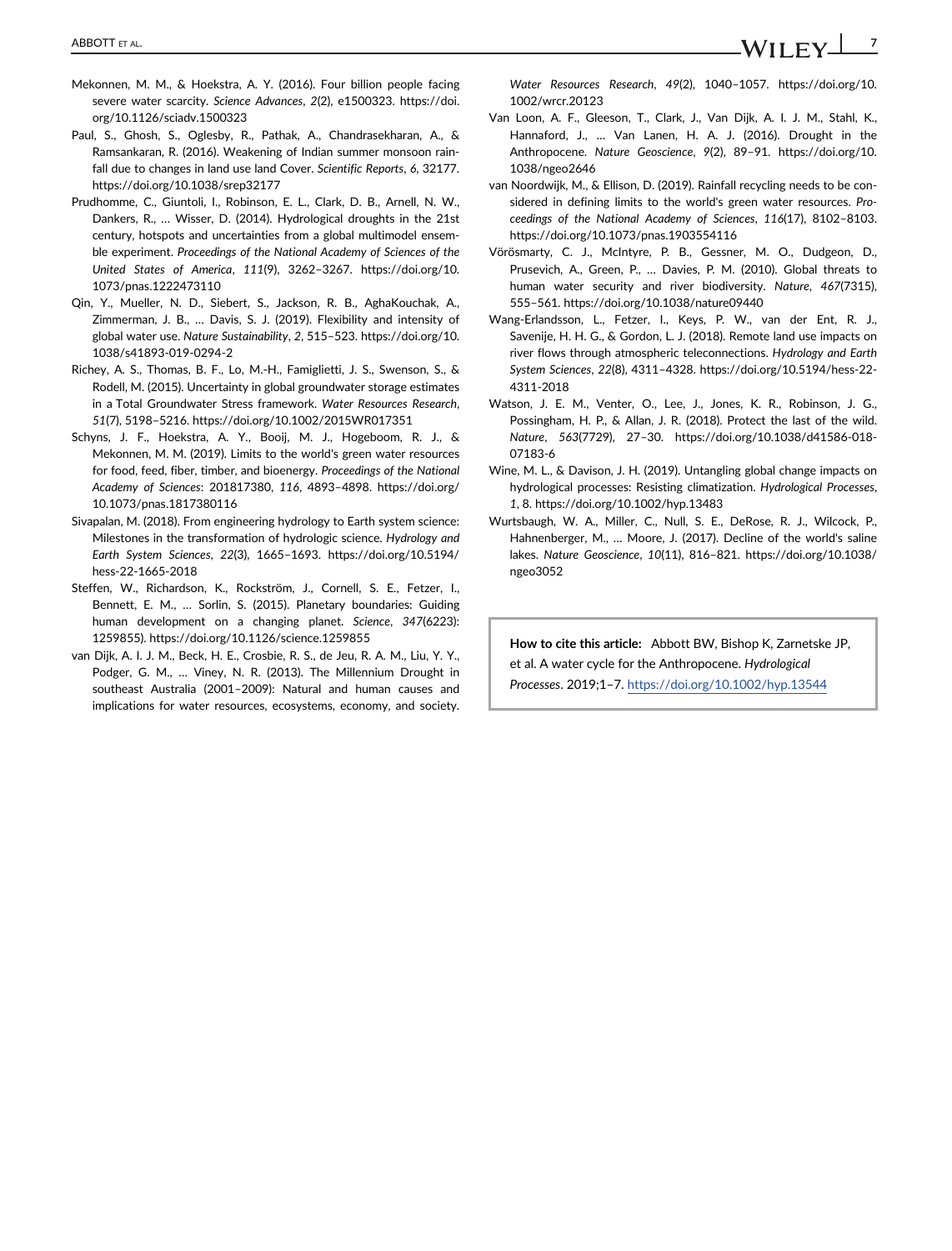Mekonnen, M. M., & Hoekstra, A. Y. (2016). Four billion people facing severe water scarcity. *Science Advances*, *2*(2), e1500323. https://doi.org/10.1126/sciadv.1500323

Paul, S., Ghosh, S., Oglesby, R., Pathak, A., Chandrasekharan, A., & Ramsankaran, R. (2016). Weakening of Indian summer monsoon rainfall due to changes in land use land Cover. *Scientific Reports*, *6*, 32177. https://doi.org/10.1038/srep32177

Prudhomme, C., Giuntoli, I., Robinson, E. L., Clark, D. B., Arnell, N. W., Dankers, R., … Wisser, D. (2014). Hydrological droughts in the 21st century, hotspots and uncertainties from a global multimodel ensemble experiment. *Proceedings of the National Academy of Sciences of the United States of America*, *111*(9), 3262–3267. https://doi.org/10.1073/pnas.1222473110

Qin, Y., Mueller, N. D., Siebert, S., Jackson, R. B., AghaKouchak, A., Zimmerman, J. B., … Davis, S. J. (2019). Flexibility and intensity of global water use. *Nature Sustainability*, *2*, 515–523. https://doi.org/10.1038/s41893-019-0294-2

Richey, A. S., Thomas, B. F., Lo, M.-H., Famiglietti, J. S., Swenson, S., & Rodell, M. (2015). Uncertainty in global groundwater storage estimates in a Total Groundwater Stress framework. *Water Resources Research*, *51*(7), 5198–5216. https://doi.org/10.1002/2015WR017351

Schyns, J. F., Hoekstra, A. Y., Booij, M. J., Hogeboom, R. J., & Mekonnen, M. M. (2019). Limits to the world's green water resources for food, feed, fiber, timber, and bioenergy. *Proceedings of the National Academy of Sciences*: 201817380, *116*, 4893–4898. https://doi.org/10.1073/pnas.1817380116

Sivapalan, M. (2018). From engineering hydrology to Earth system science: Milestones in the transformation of hydrologic science. *Hydrology and Earth System Sciences*, *22*(3), 1665–1693. https://doi.org/10.5194/hess-22-1665-2018

Steffen, W., Richardson, K., Rockström, J., Cornell, S. E., Fetzer, I., Bennett, E. M., … Sorlin, S. (2015). Planetary boundaries: Guiding human development on a changing planet. *Science*, *347*(6223): 1259855). https://doi.org/10.1126/science.1259855

van Dijk, A. I. J. M., Beck, H. E., Crosbie, R. S., de Jeu, R. A. M., Liu, Y. Y., Podger, G. M., … Viney, N. R. (2013). The Millennium Drought in southeast Australia (2001–2009): Natural and human causes and implications for water resources, ecosystems, economy, and society. *Water Resources Research*, *49*(2), 1040–1057. https://doi.org/10.1002/wrcr.20123

Van Loon, A. F., Gleeson, T., Clark, J., Van Dijk, A. I. J. M., Stahl, K., Hannaford, J., … Van Lanen, H. A. J. (2016). Drought in the Anthropocene. *Nature Geoscience*, *9*(2), 89–91. https://doi.org/10.1038/ngeo2646

van Noordwijk, M., & Ellison, D. (2019). Rainfall recycling needs to be considered in defining limits to the world's green water resources. *Proceedings of the National Academy of Sciences*, *116*(17), 8102–8103. https://doi.org/10.1073/pnas.1903554116

Vörösmarty, C. J., McIntyre, P. B., Gessner, M. O., Dudgeon, D., Prusevich, A., Green, P., … Davies, P. M. (2010). Global threats to human water security and river biodiversity. *Nature*, *467*(7315), 555–561. https://doi.org/10.1038/nature09440

Wang-Erlandsson, L., Fetzer, I., Keys, P. W., van der Ent, R. J., Savenije, H. H. G., & Gordon, L. J. (2018). Remote land use impacts on river flows through atmospheric teleconnections. *Hydrology and Earth System Sciences*, *22*(8), 4311–4328. https://doi.org/10.5194/hess-22-4311-2018

Watson, J. E. M., Venter, O., Lee, J., Jones, K. R., Robinson, J. G., Possingham, H. P., & Allan, J. R. (2018). Protect the last of the wild. *Nature*, *563*(7729), 27–30. https://doi.org/10.1038/d41586-018-07183-6

Wine, M. L., & Davison, J. H. (2019). Untangling global change impacts on hydrological processes: Resisting climatization. *Hydrological Processes*, *1*, 8. https://doi.org/10.1002/hyp.13483

Wurtsbaugh, W. A., Miller, C., Null, S. E., DeRose, R. J., Wilcock, P., Hahnenberger, M., … Moore, J. (2017). Decline of the world's saline lakes. *Nature Geoscience*, *10*(11), 816–821. https://doi.org/10.1038/ngeo3052

**How to cite this article:** Abbott BW, Bishop K, Zarnetske JP, et al. A water cycle for the Anthropocene. *Hydrological Processes*. 2019;1–7. https://doi.org/10.1002/hyp.13544